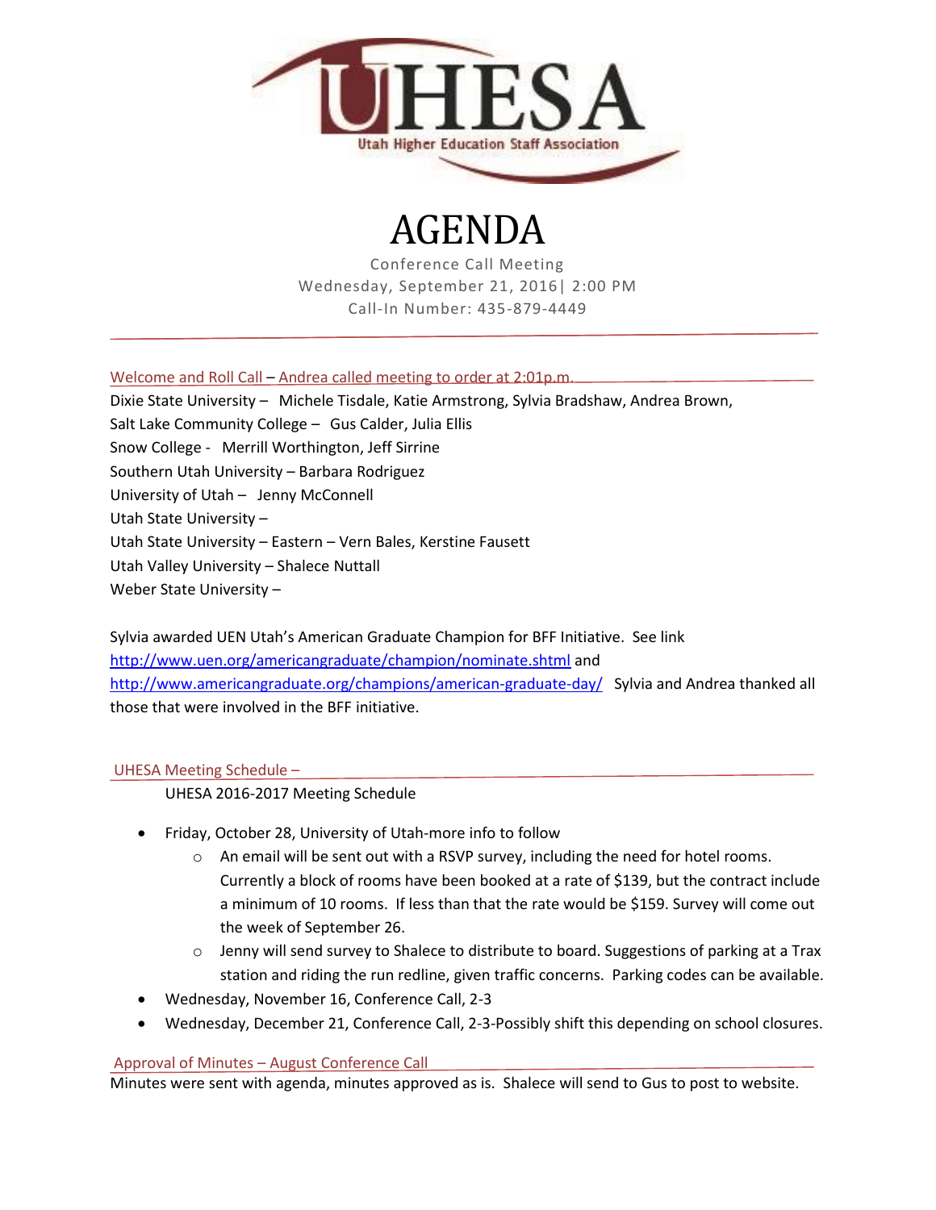UHESA

Utah Higher Education Staff Association

# AGENDA

Conference Call Meeting

Wednesday, September 21, 2016| 2:00 PM

Call-In Number: 435-879-4449

## Welcome and Roll Call – Andrea called meeting to order at 2:01p.m.

Dixie State University – Michele Tisdale, Katie Armstrong, Sylvia Bradshaw, Andrea Brown,
Salt Lake Community College – Gus Calder, Julia Ellis
Snow College - Merrill Worthington, Jeff Sirrine
Southern Utah University – Barbara Rodriguez
University of Utah – Jenny McConnell
Utah State University –
Utah State University – Eastern – Vern Bales, Kerstine Fausett
Utah Valley University – Shalece Nuttall
Weber State University –

Sylvia awarded UEN Utah's American Graduate Champion for BFF Initiative. See link http://www.uen.org/americangraduate/champion/nominate.shtml and http://www.americangraduate.org/champions/american-graduate-day/ Sylvia and Andrea thanked all those that were involved in the BFF initiative.

## UHESA Meeting Schedule –

UHESA 2016-2017 Meeting Schedule

- Friday, October 28, University of Utah-more info to follow
  - An email will be sent out with a RSVP survey, including the need for hotel rooms. Currently a block of rooms have been booked at a rate of $139, but the contract include a minimum of 10 rooms. If less than that the rate would be $159. Survey will come out the week of September 26.
  - Jenny will send survey to Shalece to distribute to board. Suggestions of parking at a Trax station and riding the run redline, given traffic concerns. Parking codes can be available.
- Wednesday, November 16, Conference Call, 2-3
- Wednesday, December 21, Conference Call, 2-3-Possibly shift this depending on school closures.

## Approval of Minutes – August Conference Call

Minutes were sent with agenda, minutes approved as is. Shalece will send to Gus to post to website.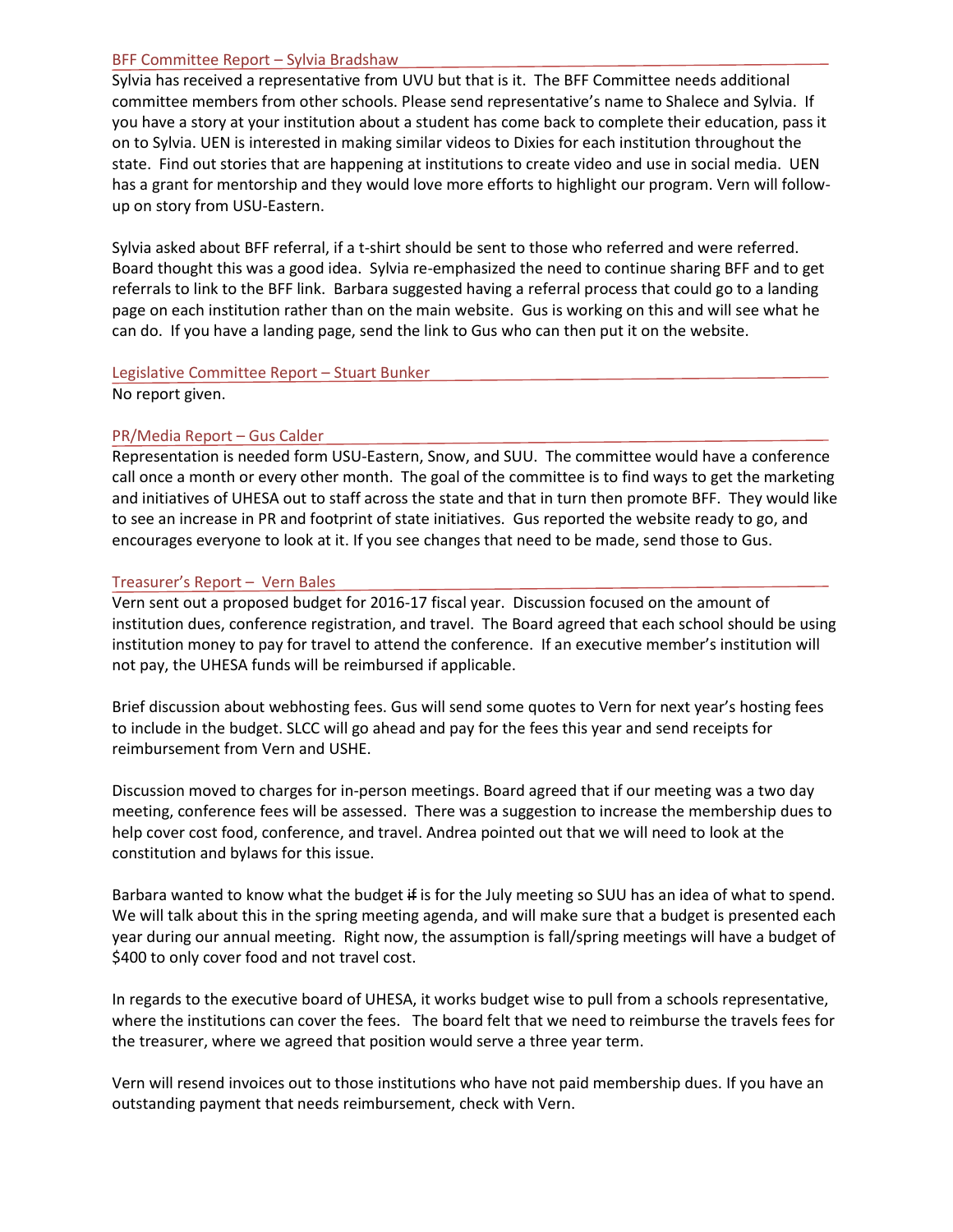## BFF Committee Report – Sylvia Bradshaw

Sylvia has received a representative from UVU but that is it. The BFF Committee needs additional committee members from other schools. Please send representative's name to Shalece and Sylvia. If you have a story at your institution about a student has come back to complete their education, pass it on to Sylvia. UEN is interested in making similar videos to Dixies for each institution throughout the state. Find out stories that are happening at institutions to create video and use in social media. UEN has a grant for mentorship and they would love more efforts to highlight our program. Vern will follow-up on story from USU-Eastern.

Sylvia asked about BFF referral, if a t-shirt should be sent to those who referred and were referred. Board thought this was a good idea. Sylvia re-emphasized the need to continue sharing BFF and to get referrals to link to the BFF link. Barbara suggested having a referral process that could go to a landing page on each institution rather than on the main website. Gus is working on this and will see what he can do. If you have a landing page, send the link to Gus who can then put it on the website.

## Legislative Committee Report – Stuart Bunker

No report given.

## PR/Media Report – Gus Calder

Representation is needed form USU-Eastern, Snow, and SUU. The committee would have a conference call once a month or every other month. The goal of the committee is to find ways to get the marketing and initiatives of UHESA out to staff across the state and that in turn then promote BFF. They would like to see an increase in PR and footprint of state initiatives. Gus reported the website ready to go, and encourages everyone to look at it. If you see changes that need to be made, send those to Gus.

## Treasurer's Report – Vern Bales

Vern sent out a proposed budget for 2016-17 fiscal year. Discussion focused on the amount of institution dues, conference registration, and travel. The Board agreed that each school should be using institution money to pay for travel to attend the conference. If an executive member's institution will not pay, the UHESA funds will be reimbursed if applicable.

Brief discussion about webhosting fees. Gus will send some quotes to Vern for next year's hosting fees to include in the budget. SLCC will go ahead and pay for the fees this year and send receipts for reimbursement from Vern and USHE.

Discussion moved to charges for in-person meetings. Board agreed that if our meeting was a two day meeting, conference fees will be assessed. There was a suggestion to increase the membership dues to help cover cost food, conference, and travel. Andrea pointed out that we will need to look at the constitution and bylaws for this issue.

Barbara wanted to know what the budget ~~if~~ is for the July meeting so SUU has an idea of what to spend. We will talk about this in the spring meeting agenda, and will make sure that a budget is presented each year during our annual meeting. Right now, the assumption is fall/spring meetings will have a budget of $400 to only cover food and not travel cost.

In regards to the executive board of UHESA, it works budget wise to pull from a schools representative, where the institutions can cover the fees. The board felt that we need to reimburse the travels fees for the treasurer, where we agreed that position would serve a three year term.

Vern will resend invoices out to those institutions who have not paid membership dues. If you have an outstanding payment that needs reimbursement, check with Vern.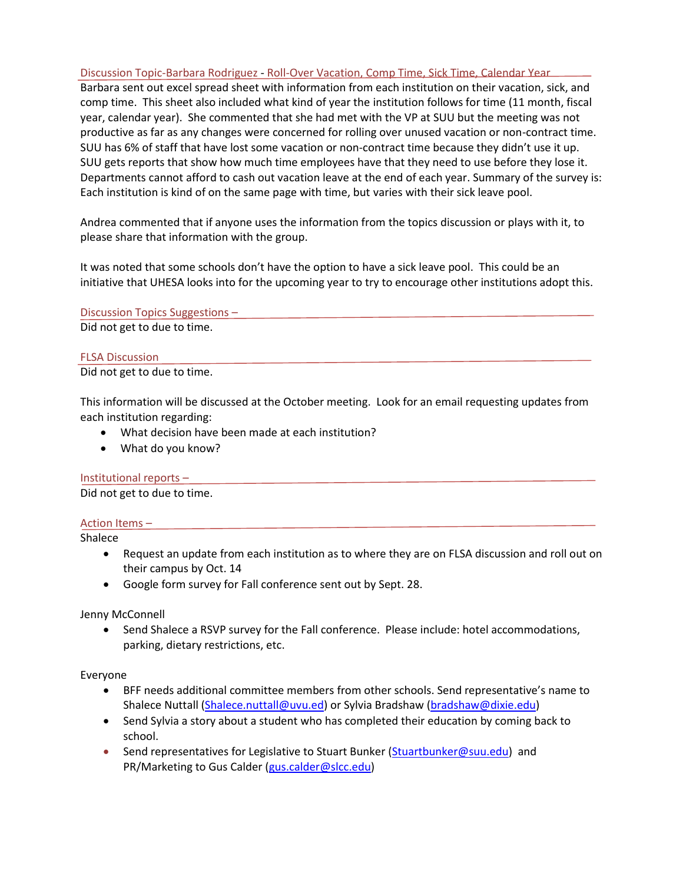## Discussion Topic-Barbara Rodriguez - Roll-Over Vacation, Comp Time, Sick Time, Calendar Year

Barbara sent out excel spread sheet with information from each institution on their vacation, sick, and comp time. This sheet also included what kind of year the institution follows for time (11 month, fiscal year, calendar year). She commented that she had met with the VP at SUU but the meeting was not productive as far as any changes were concerned for rolling over unused vacation or non-contract time. SUU has 6% of staff that have lost some vacation or non-contract time because they didn't use it up. SUU gets reports that show how much time employees have that they need to use before they lose it. Departments cannot afford to cash out vacation leave at the end of each year. Summary of the survey is: Each institution is kind of on the same page with time, but varies with their sick leave pool.

Andrea commented that if anyone uses the information from the topics discussion or plays with it, to please share that information with the group.

It was noted that some schools don't have the option to have a sick leave pool. This could be an initiative that UHESA looks into for the upcoming year to try to encourage other institutions adopt this.

## Discussion Topics Suggestions –

Did not get to due to time.

## FLSA Discussion

Did not get to due to time.

This information will be discussed at the October meeting. Look for an email requesting updates from each institution regarding:

- What decision have been made at each institution?
- What do you know?

## Institutional reports –

Did not get to due to time.

## Action Items –

Shalece

- Request an update from each institution as to where they are on FLSA discussion and roll out on their campus by Oct. 14
- Google form survey for Fall conference sent out by Sept. 28.

Jenny McConnell

- Send Shalece a RSVP survey for the Fall conference. Please include: hotel accommodations, parking, dietary restrictions, etc.

Everyone

- BFF needs additional committee members from other schools. Send representative's name to Shalece Nuttall (Shalece.nuttall@uvu.ed) or Sylvia Bradshaw (bradshaw@dixie.edu)
- Send Sylvia a story about a student who has completed their education by coming back to school.
- Send representatives for Legislative to Stuart Bunker (Stuartbunker@suu.edu) and PR/Marketing to Gus Calder (gus.calder@slcc.edu)